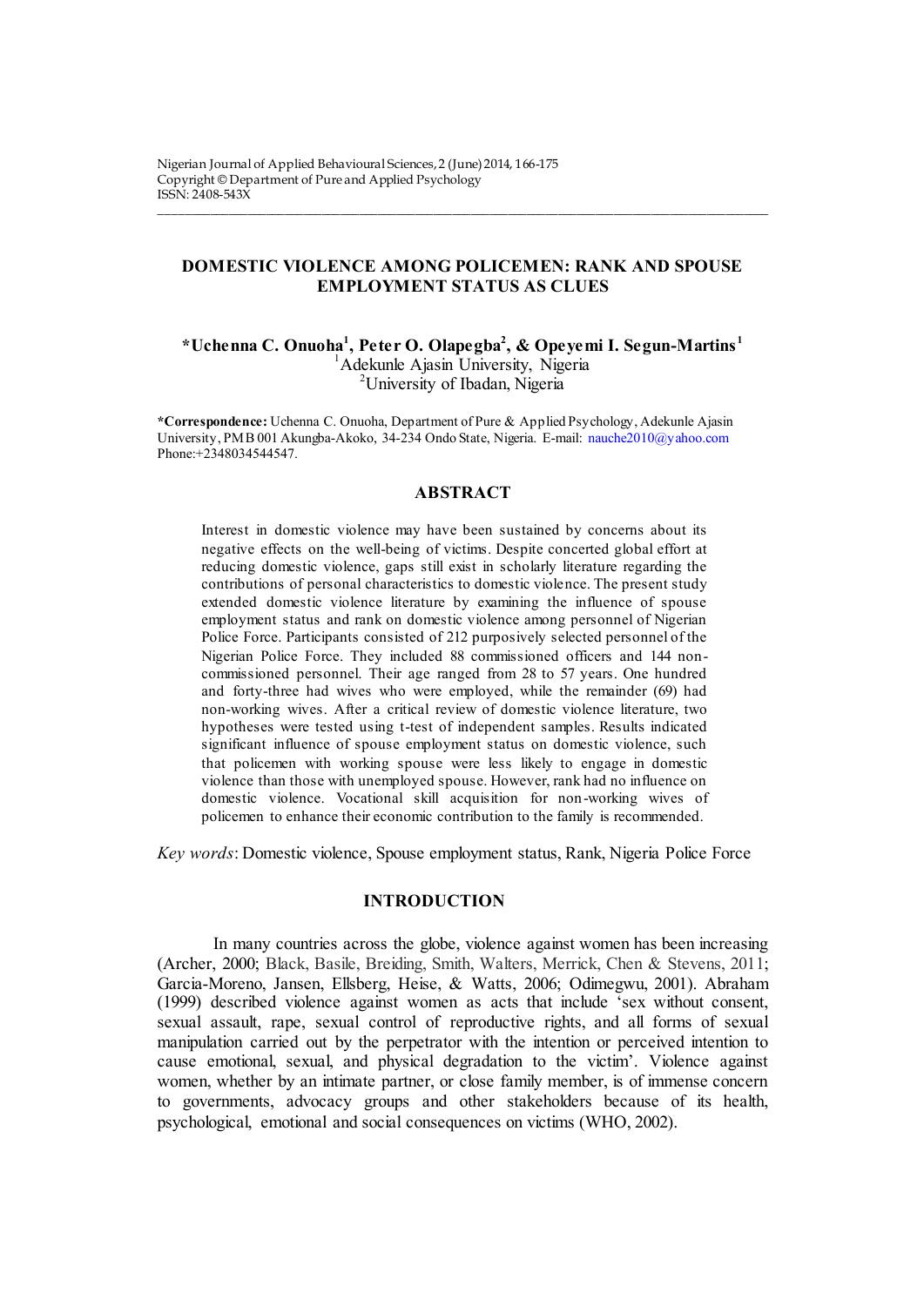# DOMESTIC VIOLENCE AMONG POLICEMEN: RANK AND SPOUSE EMPLOYMENT STATUS AS CLUES

**\*Uchenna C. Onuoha[1], Peter O. Olapegba[2], & Opeyemi I. Segun-Martins[1]**

[1]Adekunle Ajasin University, Nigeria

[2]University of Ibadan, Nigeria

**\*Correspondence:** Uchenna C. Onuoha, Department of Pure & Applied Psychology, Adekunle Ajasin University, PMB 001 Akungba-Akoko, 34-234 Ondo State, Nigeria. E-mail: nauche2010@yahoo.com Phone:+2348034544547.

## ABSTRACT

Interest in domestic violence may have been sustained by concerns about its negative effects on the well-being of victims. Despite concerted global effort at reducing domestic violence, gaps still exist in scholarly literature regarding the contributions of personal characteristics to domestic violence. The present study extended domestic violence literature by examining the influence of spouse employment status and rank on domestic violence among personnel of Nigerian Police Force. Participants consisted of 212 purposively selected personnel of the Nigerian Police Force. They included 88 commissioned officers and 144 non-commissioned personnel. Their age ranged from 28 to 57 years. One hundred and forty-three had wives who were employed, while the remainder (69) had non-working wives. After a critical review of domestic violence literature, two hypotheses were tested using t-test of independent samples. Results indicated significant influence of spouse employment status on domestic violence, such that policemen with working spouse were less likely to engage in domestic violence than those with unemployed spouse. However, rank had no influence on domestic violence. Vocational skill acquisition for non-working wives of policemen to enhance their economic contribution to the family is recommended.

*Key words*: Domestic violence, Spouse employment status, Rank, Nigeria Police Force

## INTRODUCTION

In many countries across the globe, violence against women has been increasing (Archer, 2000; Black, Basile, Breiding, Smith, Walters, Merrick, Chen & Stevens, 2011; Garcia-Moreno, Jansen, Ellsberg, Heise, & Watts, 2006; Odimegwu, 2001). Abraham (1999) described violence against women as acts that include 'sex without consent, sexual assault, rape, sexual control of reproductive rights, and all forms of sexual manipulation carried out by the perpetrator with the intention or perceived intention to cause emotional, sexual, and physical degradation to the victim'. Violence against women, whether by an intimate partner, or close family member, is of immense concern to governments, advocacy groups and other stakeholders because of its health, psychological, emotional and social consequences on victims (WHO, 2002).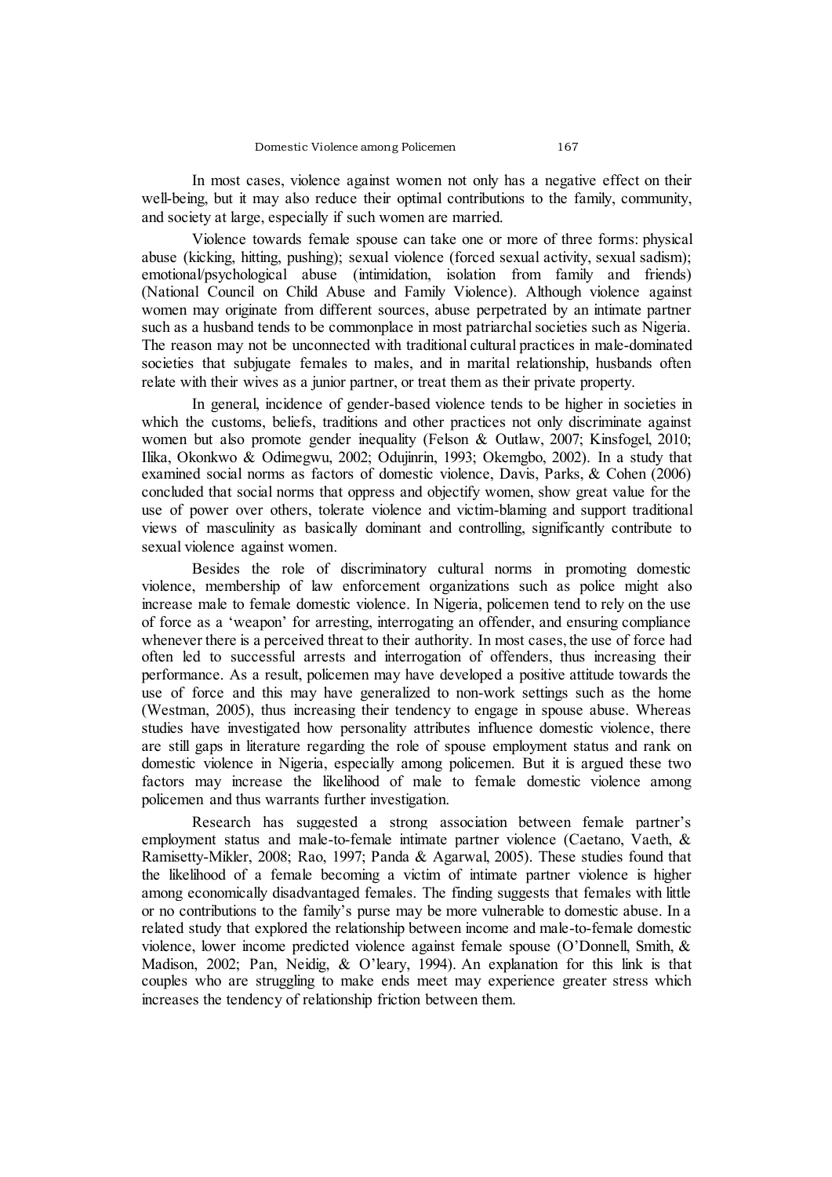In most cases, violence against women not only has a negative effect on their well-being, but it may also reduce their optimal contributions to the family, community, and society at large, especially if such women are married.

Violence towards female spouse can take one or more of three forms: physical abuse (kicking, hitting, pushing); sexual violence (forced sexual activity, sexual sadism); emotional/psychological abuse (intimidation, isolation from family and friends) (National Council on Child Abuse and Family Violence). Although violence against women may originate from different sources, abuse perpetrated by an intimate partner such as a husband tends to be commonplace in most patriarchal societies such as Nigeria. The reason may not be unconnected with traditional cultural practices in male-dominated societies that subjugate females to males, and in marital relationship, husbands often relate with their wives as a junior partner, or treat them as their private property.

In general, incidence of gender-based violence tends to be higher in societies in which the customs, beliefs, traditions and other practices not only discriminate against women but also promote gender inequality (Felson & Outlaw, 2007; Kinsfogel, 2010; Ilika, Okonkwo & Odimegwu, 2002; Odujinrin, 1993; Okemgbo, 2002). In a study that examined social norms as factors of domestic violence, Davis, Parks, & Cohen (2006) concluded that social norms that oppress and objectify women, show great value for the use of power over others, tolerate violence and victim-blaming and support traditional views of masculinity as basically dominant and controlling, significantly contribute to sexual violence against women.

Besides the role of discriminatory cultural norms in promoting domestic violence, membership of law enforcement organizations such as police might also increase male to female domestic violence. In Nigeria, policemen tend to rely on the use of force as a 'weapon' for arresting, interrogating an offender, and ensuring compliance whenever there is a perceived threat to their authority. In most cases, the use of force had often led to successful arrests and interrogation of offenders, thus increasing their performance. As a result, policemen may have developed a positive attitude towards the use of force and this may have generalized to non-work settings such as the home (Westman, 2005), thus increasing their tendency to engage in spouse abuse. Whereas studies have investigated how personality attributes influence domestic violence, there are still gaps in literature regarding the role of spouse employment status and rank on domestic violence in Nigeria, especially among policemen. But it is argued these two factors may increase the likelihood of male to female domestic violence among policemen and thus warrants further investigation.

Research has suggested a strong association between female partner's employment status and male-to-female intimate partner violence (Caetano, Vaeth, & Ramisetty-Mikler, 2008; Rao, 1997; Panda & Agarwal, 2005). These studies found that the likelihood of a female becoming a victim of intimate partner violence is higher among economically disadvantaged females. The finding suggests that females with little or no contributions to the family's purse may be more vulnerable to domestic abuse. In a related study that explored the relationship between income and male-to-female domestic violence, lower income predicted violence against female spouse (O'Donnell, Smith, & Madison, 2002; Pan, Neidig, & O'leary, 1994). An explanation for this link is that couples who are struggling to make ends meet may experience greater stress which increases the tendency of relationship friction between them.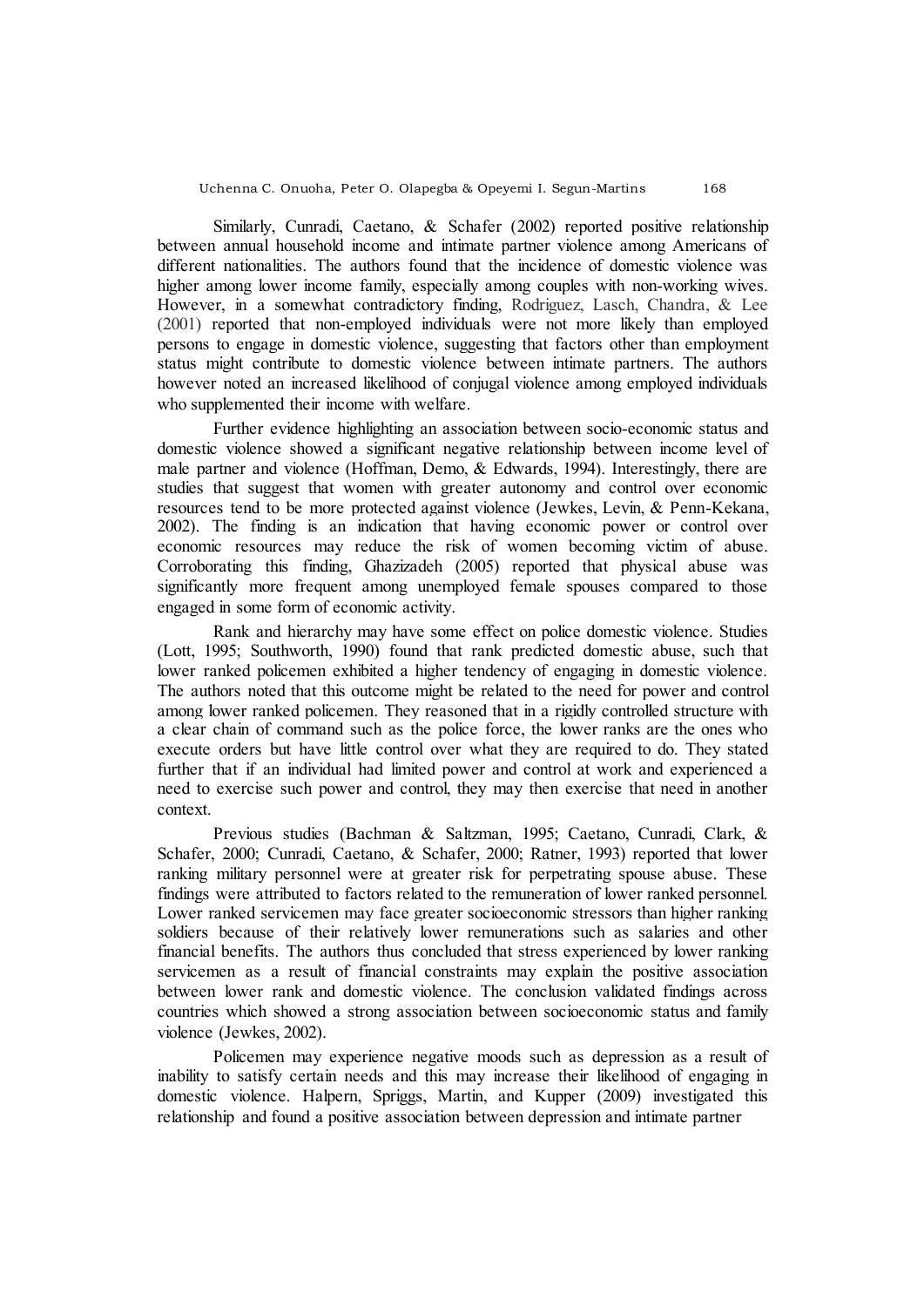Similarly, Cunradi, Caetano, & Schafer (2002) reported positive relationship between annual household income and intimate partner violence among Americans of different nationalities. The authors found that the incidence of domestic violence was higher among lower income family, especially among couples with non-working wives. However, in a somewhat contradictory finding, Rodriguez, Lasch, Chandra, & Lee (2001) reported that non-employed individuals were not more likely than employed persons to engage in domestic violence, suggesting that factors other than employment status might contribute to domestic violence between intimate partners. The authors however noted an increased likelihood of conjugal violence among employed individuals who supplemented their income with welfare.

Further evidence highlighting an association between socio-economic status and domestic violence showed a significant negative relationship between income level of male partner and violence (Hoffman, Demo, & Edwards, 1994). Interestingly, there are studies that suggest that women with greater autonomy and control over economic resources tend to be more protected against violence (Jewkes, Levin, & Penn-Kekana, 2002). The finding is an indication that having economic power or control over economic resources may reduce the risk of women becoming victim of abuse. Corroborating this finding, Ghazizadeh (2005) reported that physical abuse was significantly more frequent among unemployed female spouses compared to those engaged in some form of economic activity.

Rank and hierarchy may have some effect on police domestic violence. Studies (Lott, 1995; Southworth, 1990) found that rank predicted domestic abuse, such that lower ranked policemen exhibited a higher tendency of engaging in domestic violence. The authors noted that this outcome might be related to the need for power and control among lower ranked policemen. They reasoned that in a rigidly controlled structure with a clear chain of command such as the police force, the lower ranks are the ones who execute orders but have little control over what they are required to do. They stated further that if an individual had limited power and control at work and experienced a need to exercise such power and control, they may then exercise that need in another context.

Previous studies (Bachman & Saltzman, 1995; Caetano, Cunradi, Clark, & Schafer, 2000; Cunradi, Caetano, & Schafer, 2000; Ratner, 1993) reported that lower ranking military personnel were at greater risk for perpetrating spouse abuse. These findings were attributed to factors related to the remuneration of lower ranked personnel. Lower ranked servicemen may face greater socioeconomic stressors than higher ranking soldiers because of their relatively lower remunerations such as salaries and other financial benefits. The authors thus concluded that stress experienced by lower ranking servicemen as a result of financial constraints may explain the positive association between lower rank and domestic violence. The conclusion validated findings across countries which showed a strong association between socioeconomic status and family violence (Jewkes, 2002).

Policemen may experience negative moods such as depression as a result of inability to satisfy certain needs and this may increase their likelihood of engaging in domestic violence. Halpern, Spriggs, Martin, and Kupper (2009) investigated this relationship and found a positive association between depression and intimate partner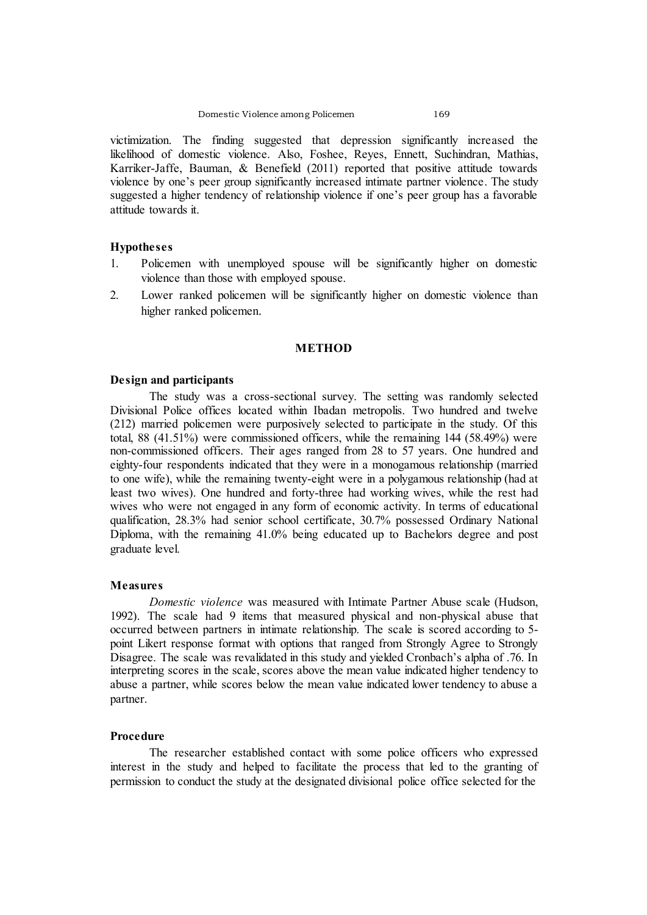victimization. The finding suggested that depression significantly increased the likelihood of domestic violence. Also, Foshee, Reyes, Ennett, Suchindran, Mathias, Karriker-Jaffe, Bauman, & Benefield (2011) reported that positive attitude towards violence by one's peer group significantly increased intimate partner violence. The study suggested a higher tendency of relationship violence if one's peer group has a favorable attitude towards it.

### Hypotheses

1. Policemen with unemployed spouse will be significantly higher on domestic violence than those with employed spouse.
2. Lower ranked policemen will be significantly higher on domestic violence than higher ranked policemen.

## METHOD

### Design and participants

The study was a cross-sectional survey. The setting was randomly selected Divisional Police offices located within Ibadan metropolis. Two hundred and twelve (212) married policemen were purposively selected to participate in the study. Of this total, 88 (41.51%) were commissioned officers, while the remaining 144 (58.49%) were non-commissioned officers. Their ages ranged from 28 to 57 years. One hundred and eighty-four respondents indicated that they were in a monogamous relationship (married to one wife), while the remaining twenty-eight were in a polygamous relationship (had at least two wives). One hundred and forty-three had working wives, while the rest had wives who were not engaged in any form of economic activity. In terms of educational qualification, 28.3% had senior school certificate, 30.7% possessed Ordinary National Diploma, with the remaining 41.0% being educated up to Bachelors degree and post graduate level.

### Measures

*Domestic violence* was measured with Intimate Partner Abuse scale (Hudson, 1992). The scale had 9 items that measured physical and non-physical abuse that occurred between partners in intimate relationship. The scale is scored according to 5-point Likert response format with options that ranged from Strongly Agree to Strongly Disagree. The scale was revalidated in this study and yielded Cronbach's alpha of .76. In interpreting scores in the scale, scores above the mean value indicated higher tendency to abuse a partner, while scores below the mean value indicated lower tendency to abuse a partner.

### Procedure

The researcher established contact with some police officers who expressed interest in the study and helped to facilitate the process that led to the granting of permission to conduct the study at the designated divisional police office selected for the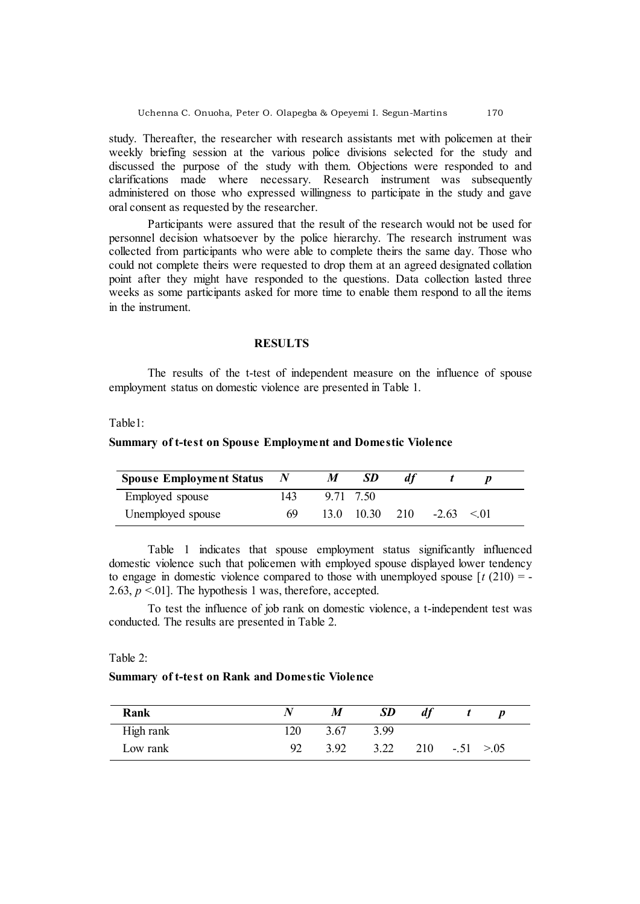study. Thereafter, the researcher with research assistants met with policemen at their weekly briefing session at the various police divisions selected for the study and discussed the purpose of the study with them. Objections were responded to and clarifications made where necessary. Research instrument was subsequently administered on those who expressed willingness to participate in the study and gave oral consent as requested by the researcher.

Participants were assured that the result of the research would not be used for personnel decision whatsoever by the police hierarchy. The research instrument was collected from participants who were able to complete theirs the same day. Those who could not complete theirs were requested to drop them at an agreed designated collation point after they might have responded to the questions. Data collection lasted three weeks as some participants asked for more time to enable them respond to all the items in the instrument.

## RESULTS

The results of the t-test of independent measure on the influence of spouse employment status on domestic violence are presented in Table 1.

Table1:

**Summary of t-test on Spouse Employment and Domestic Violence**

| Spouse Employment Status | *N* | *M* | *SD* | *df* | *t* | *p* |
|---|---|---|---|---|---|---|
| Employed spouse | 143 | 9.71 | 7.50 | | | |
| Unemployed spouse | 69 | 13.0 | 10.30 | 210 | -2.63 | <.01 |

Table 1 indicates that spouse employment status significantly influenced domestic violence such that policemen with employed spouse displayed lower tendency to engage in domestic violence compared to those with unemployed spouse [$t$ (210) = -2.63, $p$ <.01]. The hypothesis 1 was, therefore, accepted.

To test the influence of job rank on domestic violence, a t-independent test was conducted. The results are presented in Table 2.

Table 2:

**Summary of t-test on Rank and Domestic Violence**

| Rank | *N* | *M* | *SD* | *df* | *t* | *p* |
|---|---|---|---|---|---|---|
| High rank | 120 | 3.67 | 3.99 | | | |
| Low rank | 92 | 3.92 | 3.22 | 210 | -.51 | >.05 |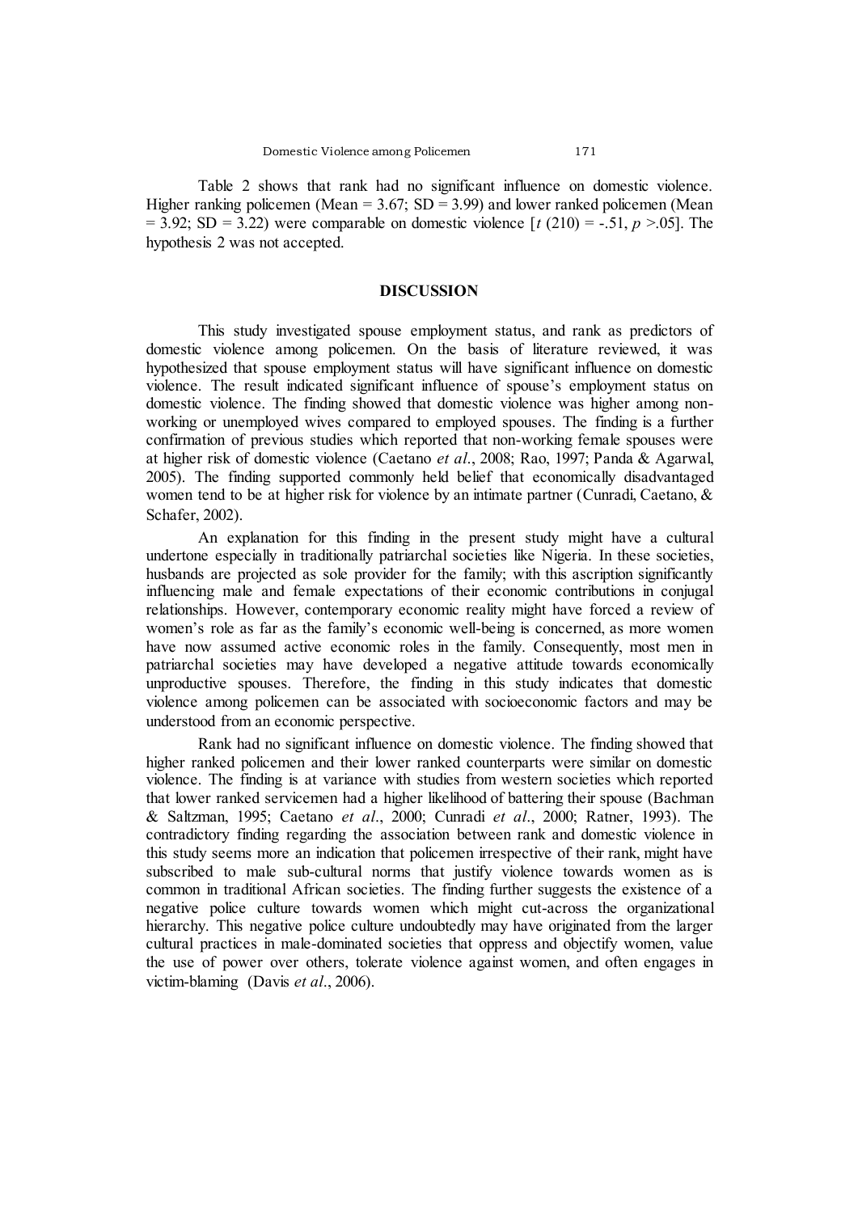Table 2 shows that rank had no significant influence on domestic violence. Higher ranking policemen (Mean = 3.67; SD = 3.99) and lower ranked policemen (Mean = 3.92; SD = 3.22) were comparable on domestic violence [$t$ (210) = -.51, $p$ >.05]. The hypothesis 2 was not accepted.

## DISCUSSION

This study investigated spouse employment status, and rank as predictors of domestic violence among policemen. On the basis of literature reviewed, it was hypothesized that spouse employment status will have significant influence on domestic violence. The result indicated significant influence of spouse's employment status on domestic violence. The finding showed that domestic violence was higher among non-working or unemployed wives compared to employed spouses. The finding is a further confirmation of previous studies which reported that non-working female spouses were at higher risk of domestic violence (Caetano *et al*., 2008; Rao, 1997; Panda & Agarwal, 2005). The finding supported commonly held belief that economically disadvantaged women tend to be at higher risk for violence by an intimate partner (Cunradi, Caetano, & Schafer, 2002).

An explanation for this finding in the present study might have a cultural undertone especially in traditionally patriarchal societies like Nigeria. In these societies, husbands are projected as sole provider for the family; with this ascription significantly influencing male and female expectations of their economic contributions in conjugal relationships. However, contemporary economic reality might have forced a review of women's role as far as the family's economic well-being is concerned, as more women have now assumed active economic roles in the family. Consequently, most men in patriarchal societies may have developed a negative attitude towards economically unproductive spouses. Therefore, the finding in this study indicates that domestic violence among policemen can be associated with socioeconomic factors and may be understood from an economic perspective.

Rank had no significant influence on domestic violence. The finding showed that higher ranked policemen and their lower ranked counterparts were similar on domestic violence. The finding is at variance with studies from western societies which reported that lower ranked servicemen had a higher likelihood of battering their spouse (Bachman & Saltzman, 1995; Caetano *et al*., 2000; Cunradi *et al*., 2000; Ratner, 1993). The contradictory finding regarding the association between rank and domestic violence in this study seems more an indication that policemen irrespective of their rank, might have subscribed to male sub-cultural norms that justify violence towards women as is common in traditional African societies. The finding further suggests the existence of a negative police culture towards women which might cut-across the organizational hierarchy. This negative police culture undoubtedly may have originated from the larger cultural practices in male-dominated societies that oppress and objectify women, value the use of power over others, tolerate violence against women, and often engages in victim-blaming (Davis *et al*., 2006).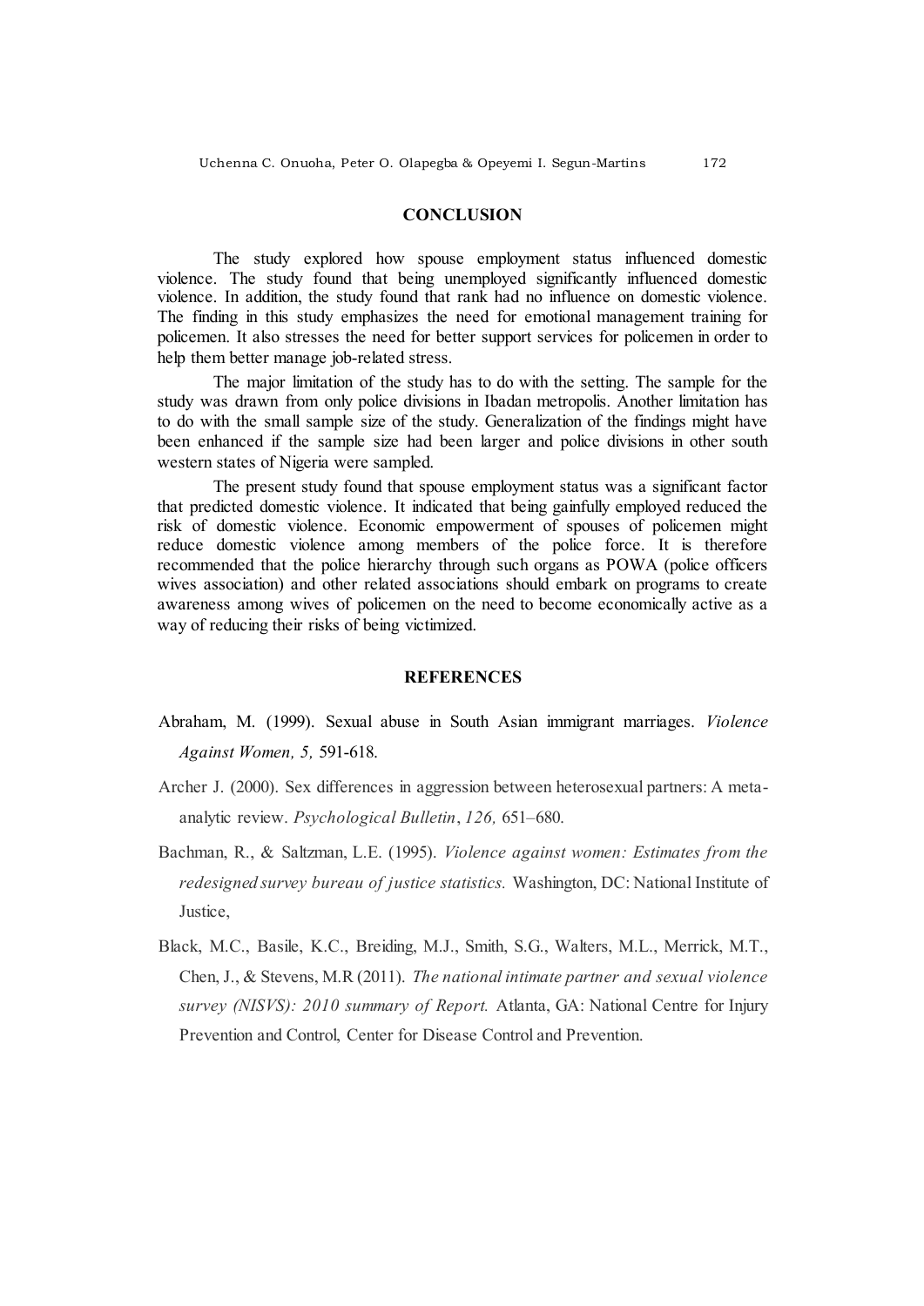## CONCLUSION

The study explored how spouse employment status influenced domestic violence. The study found that being unemployed significantly influenced domestic violence. In addition, the study found that rank had no influence on domestic violence. The finding in this study emphasizes the need for emotional management training for policemen. It also stresses the need for better support services for policemen in order to help them better manage job-related stress.

The major limitation of the study has to do with the setting. The sample for the study was drawn from only police divisions in Ibadan metropolis. Another limitation has to do with the small sample size of the study. Generalization of the findings might have been enhanced if the sample size had been larger and police divisions in other south western states of Nigeria were sampled.

The present study found that spouse employment status was a significant factor that predicted domestic violence. It indicated that being gainfully employed reduced the risk of domestic violence. Economic empowerment of spouses of policemen might reduce domestic violence among members of the police force. It is therefore recommended that the police hierarchy through such organs as POWA (police officers wives association) and other related associations should embark on programs to create awareness among wives of policemen on the need to become economically active as a way of reducing their risks of being victimized.

## REFERENCES

Abraham, M. (1999). Sexual abuse in South Asian immigrant marriages. *Violence Against Women, 5,* 591-618.

Archer J. (2000). Sex differences in aggression between heterosexual partners: A meta-analytic review. *Psychological Bulletin*, *126,* 651–680.

Bachman, R., & Saltzman, L.E. (1995). *Violence against women: Estimates from the redesigned survey bureau of justice statistics.* Washington, DC: National Institute of Justice,

Black, M.C., Basile, K.C., Breiding, M.J., Smith, S.G., Walters, M.L., Merrick, M.T., Chen, J., & Stevens, M.R (2011). *The national intimate partner and sexual violence survey (NISVS): 2010 summary of Report.* Atlanta, GA: National Centre for Injury Prevention and Control, Center for Disease Control and Prevention.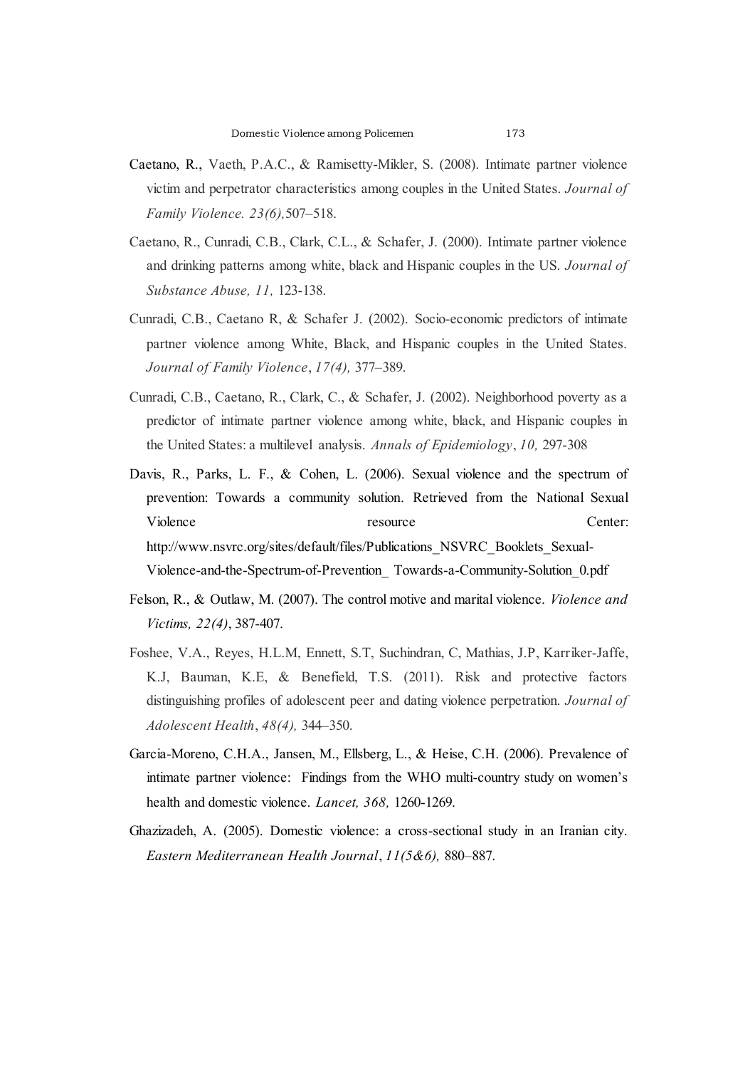Caetano, R., Vaeth, P.A.C., & Ramisetty-Mikler, S. (2008). Intimate partner violence victim and perpetrator characteristics among couples in the United States. *Journal of Family Violence. 23(6),*507–518.

Caetano, R., Cunradi, C.B., Clark, C.L., & Schafer, J. (2000). Intimate partner violence and drinking patterns among white, black and Hispanic couples in the US. *Journal of Substance Abuse, 11,* 123-138.

Cunradi, C.B., Caetano R, & Schafer J. (2002). Socio-economic predictors of intimate partner violence among White, Black, and Hispanic couples in the United States. *Journal of Family Violence*, *17(4),* 377–389.

Cunradi, C.B., Caetano, R., Clark, C., & Schafer, J. (2002). Neighborhood poverty as a predictor of intimate partner violence among white, black, and Hispanic couples in the United States: a multilevel analysis. *Annals of Epidemiology*, *10,* 297-308

Davis, R., Parks, L. F., & Cohen, L. (2006). Sexual violence and the spectrum of prevention: Towards a community solution. Retrieved from the National Sexual Violence resource Center: http://www.nsvrc.org/sites/default/files/Publications_NSVRC_Booklets_Sexual-Violence-and-the-Spectrum-of-Prevention_ Towards-a-Community-Solution_0.pdf

Felson, R., & Outlaw, M. (2007). The control motive and marital violence. *Violence and Victims, 22(4)*, 387-407.

Foshee, V.A., Reyes, H.L.M, Ennett, S.T, Suchindran, C, Mathias, J.P, Karriker-Jaffe, K.J, Bauman, K.E, & Benefield, T.S. (2011). Risk and protective factors distinguishing profiles of adolescent peer and dating violence perpetration. *Journal of Adolescent Health*, *48(4),* 344–350.

Garcia-Moreno, C.H.A., Jansen, M., Ellsberg, L., & Heise, C.H. (2006). Prevalence of intimate partner violence: Findings from the WHO multi-country study on women's health and domestic violence. *Lancet, 368,* 1260-1269.

Ghazizadeh, A. (2005). Domestic violence: a cross-sectional study in an Iranian city. *Eastern Mediterranean Health Journal*, *11(5&6),* 880–887.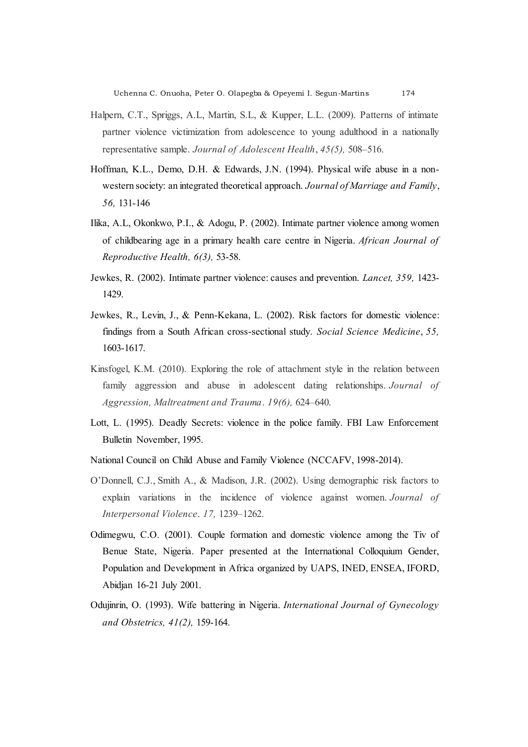Halpern, C.T., Spriggs, A.L, Martin, S.L, & Kupper, L.L. (2009). Patterns of intimate partner violence victimization from adolescence to young adulthood in a nationally representative sample. *Journal of Adolescent Health*, *45(5),* 508–516.

Hoffman, K.L., Demo, D.H. & Edwards, J.N. (1994). Physical wife abuse in a non-western society: an integrated theoretical approach. *Journal of Marriage and Family*, *56,* 131-146

Ilika, A.L, Okonkwo, P.I., & Adogu, P. (2002). Intimate partner violence among women of childbearing age in a primary health care centre in Nigeria. *African Journal of Reproductive Health, 6(3),* 53-58.

Jewkes, R. (2002). Intimate partner violence: causes and prevention. *Lancet, 359,* 1423-1429.

Jewkes, R., Levin, J., & Penn-Kekana, L. (2002). Risk factors for domestic violence: findings from a South African cross-sectional study. *Social Science Medicine*, *55,* 1603-1617.

Kinsfogel, K.M. (2010). Exploring the role of attachment style in the relation between family aggression and abuse in adolescent dating relationships. *Journal of Aggression, Maltreatment and Trauma*. *19(6),* 624–640.

Lott, L. (1995). Deadly Secrets: violence in the police family. FBI Law Enforcement Bulletin November, 1995.

National Council on Child Abuse and Family Violence (NCCAFV, 1998-2014).

O'Donnell, C.J., Smith A., & Madison, J.R. (2002). Using demographic risk factors to explain variations in the incidence of violence against women. *Journal of Interpersonal Violence*. *17,* 1239–1262.

Odimegwu, C.O. (2001). Couple formation and domestic violence among the Tiv of Benue State, Nigeria. Paper presented at the International Colloquium Gender, Population and Development in Africa organized by UAPS, INED, ENSEA, IFORD, Abidjan 16-21 July 2001.

Odujinrin, O. (1993). Wife battering in Nigeria. *International Journal of Gynecology and Obstetrics, 41(2),* 159-164.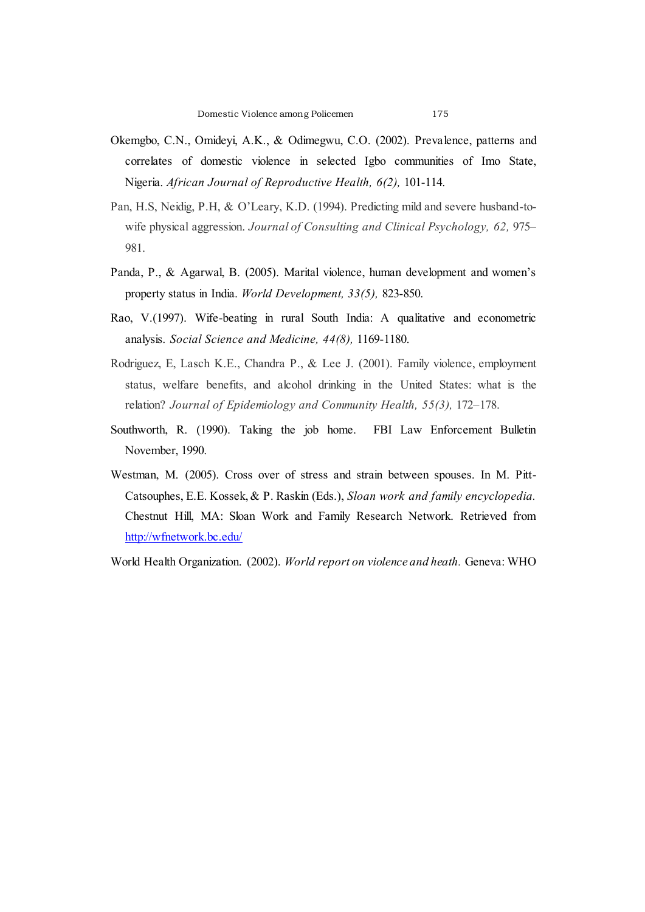Okemgbo, C.N., Omideyi, A.K., & Odimegwu, C.O. (2002). Prevalence, patterns and correlates of domestic violence in selected Igbo communities of Imo State, Nigeria. *African Journal of Reproductive Health, 6(2),* 101-114.

Pan, H.S, Neidig, P.H, & O'Leary, K.D. (1994). Predicting mild and severe husband-to-wife physical aggression. *Journal of Consulting and Clinical Psychology, 62,* 975–981.

Panda, P., & Agarwal, B. (2005). Marital violence, human development and women's property status in India. *World Development, 33(5),* 823-850.

Rao, V.(1997). Wife-beating in rural South India: A qualitative and econometric analysis. *Social Science and Medicine, 44(8),* 1169-1180.

Rodriguez, E, Lasch K.E., Chandra P., & Lee J. (2001). Family violence, employment status, welfare benefits, and alcohol drinking in the United States: what is the relation? *Journal of Epidemiology and Community Health, 55(3),* 172–178.

Southworth, R. (1990). Taking the job home. FBI Law Enforcement Bulletin November, 1990.

Westman, M. (2005). Cross over of stress and strain between spouses. In M. Pitt-Catsouphes, E.E. Kossek, & P. Raskin (Eds.), *Sloan work and family encyclopedia.* Chestnut Hill, MA: Sloan Work and Family Research Network. Retrieved from http://wfnetwork.bc.edu/

World Health Organization. (2002). *World report on violence and heath.* Geneva: WHO